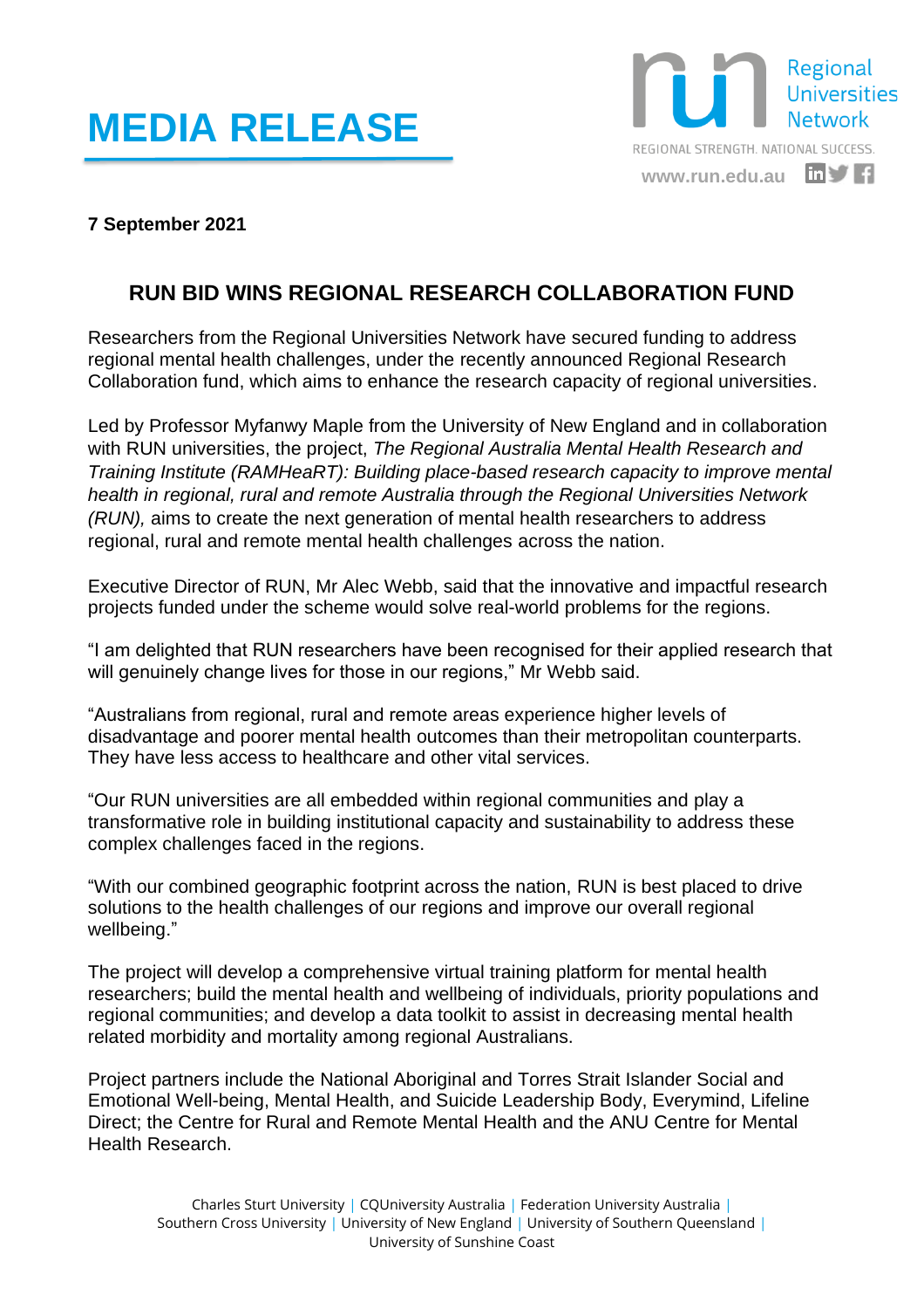# MEDIA RELEASE

Regional Universities Network
REGIONAL STRENGTH. NATIONAL SUCCESS.
www.run.edu.au

**7 September 2021**

## RUN BID WINS REGIONAL RESEARCH COLLABORATION FUND

Researchers from the Regional Universities Network have secured funding to address regional mental health challenges, under the recently announced Regional Research Collaboration fund, which aims to enhance the research capacity of regional universities.

Led by Professor Myfanwy Maple from the University of New England and in collaboration with RUN universities, the project, *The Regional Australia Mental Health Research and Training Institute (RAMHeaRT): Building place-based research capacity to improve mental health in regional, rural and remote Australia through the Regional Universities Network (RUN),* aims to create the next generation of mental health researchers to address regional, rural and remote mental health challenges across the nation.

Executive Director of RUN, Mr Alec Webb, said that the innovative and impactful research projects funded under the scheme would solve real-world problems for the regions.

"I am delighted that RUN researchers have been recognised for their applied research that will genuinely change lives for those in our regions," Mr Webb said.

"Australians from regional, rural and remote areas experience higher levels of disadvantage and poorer mental health outcomes than their metropolitan counterparts. They have less access to healthcare and other vital services.

"Our RUN universities are all embedded within regional communities and play a transformative role in building institutional capacity and sustainability to address these complex challenges faced in the regions.

"With our combined geographic footprint across the nation, RUN is best placed to drive solutions to the health challenges of our regions and improve our overall regional wellbeing."

The project will develop a comprehensive virtual training platform for mental health researchers; build the mental health and wellbeing of individuals, priority populations and regional communities; and develop a data toolkit to assist in decreasing mental health related morbidity and mortality among regional Australians.

Project partners include the National Aboriginal and Torres Strait Islander Social and Emotional Well-being, Mental Health, and Suicide Leadership Body, Everymind, Lifeline Direct; the Centre for Rural and Remote Mental Health and the ANU Centre for Mental Health Research.

Charles Sturt University | CQUniversity Australia | Federation University Australia | Southern Cross University | University of New England | University of Southern Queensland | University of Sunshine Coast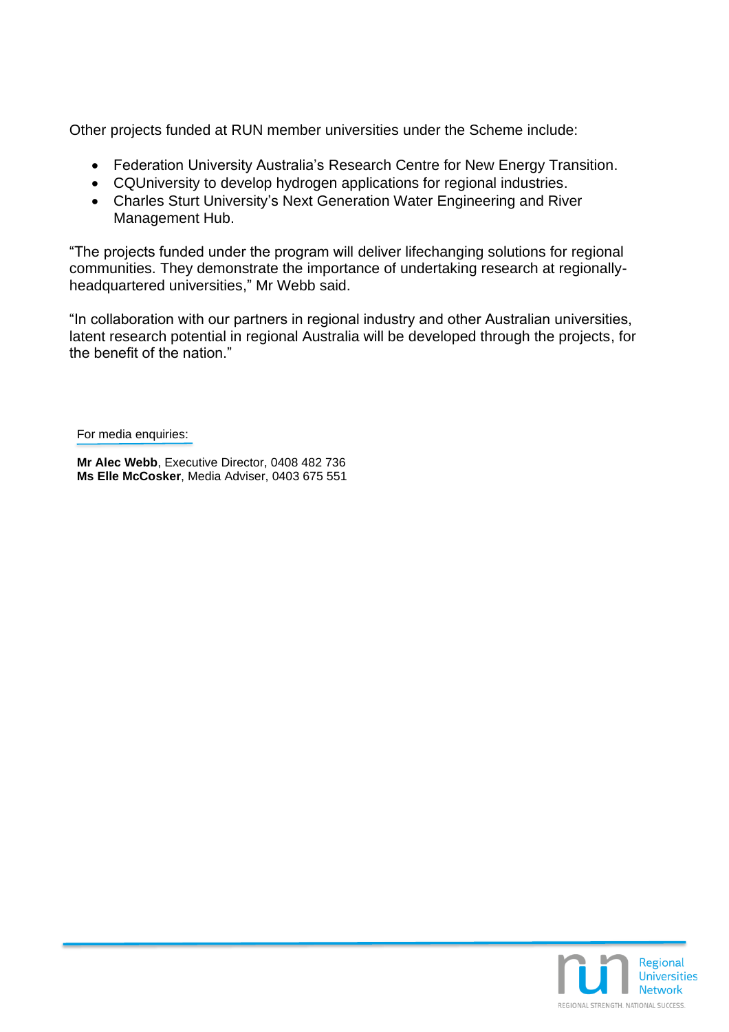Other projects funded at RUN member universities under the Scheme include:

- Federation University Australia's Research Centre for New Energy Transition.
- CQUniversity to develop hydrogen applications for regional industries.
- Charles Sturt University's Next Generation Water Engineering and River Management Hub.

"The projects funded under the program will deliver lifechanging solutions for regional communities. They demonstrate the importance of undertaking research at regionally-headquartered universities," Mr Webb said.

"In collaboration with our partners in regional industry and other Australian universities, latent research potential in regional Australia will be developed through the projects, for the benefit of the nation."

For media enquiries:

**Mr Alec Webb**, Executive Director, 0408 482 736
**Ms Elle McCosker**, Media Adviser, 0403 675 551